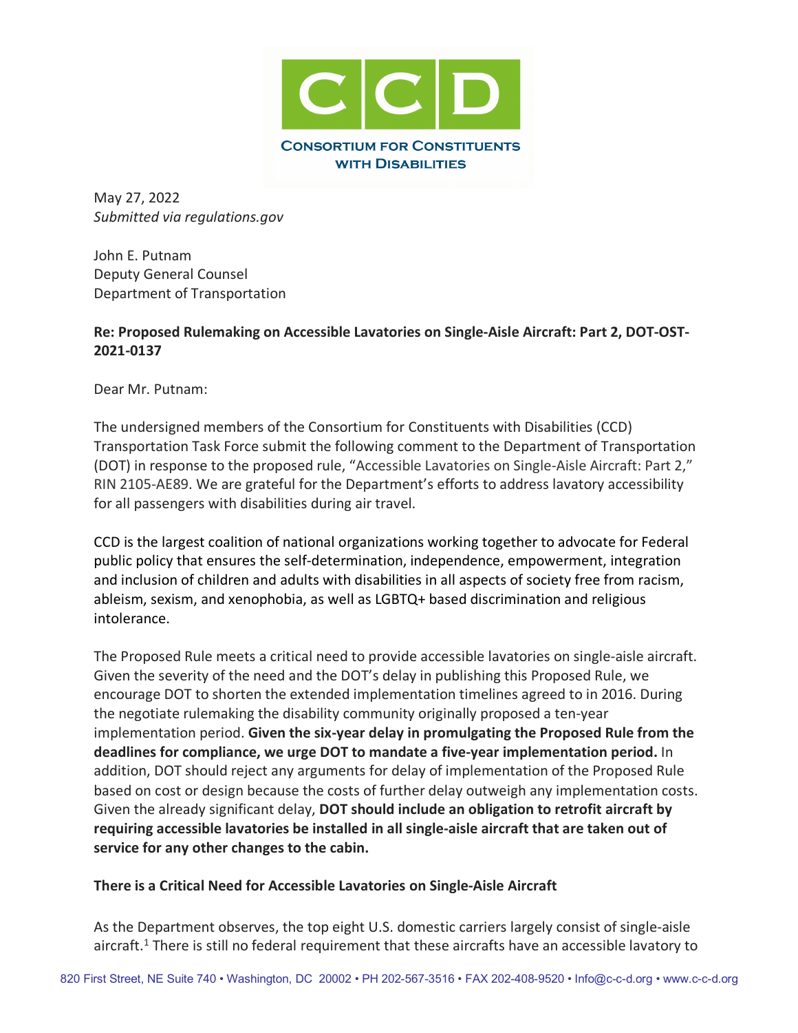**CONSORTIUM FOR CONSTITUENTS WITH DISABILITIES**

May 27, 2022
*Submitted via regulations.gov*

John E. Putnam
Deputy General Counsel
Department of Transportation

**Re: Proposed Rulemaking on Accessible Lavatories on Single-Aisle Aircraft: Part 2, DOT-OST-2021-0137**

Dear Mr. Putnam:

The undersigned members of the Consortium for Constituents with Disabilities (CCD) Transportation Task Force submit the following comment to the Department of Transportation (DOT) in response to the proposed rule, "Accessible Lavatories on Single-Aisle Aircraft: Part 2," RIN 2105-AE89. We are grateful for the Department's efforts to address lavatory accessibility for all passengers with disabilities during air travel.

CCD is the largest coalition of national organizations working together to advocate for Federal public policy that ensures the self-determination, independence, empowerment, integration and inclusion of children and adults with disabilities in all aspects of society free from racism, ableism, sexism, and xenophobia, as well as LGBTQ+ based discrimination and religious intolerance.

The Proposed Rule meets a critical need to provide accessible lavatories on single-aisle aircraft. Given the severity of the need and the DOT's delay in publishing this Proposed Rule, we encourage DOT to shorten the extended implementation timelines agreed to in 2016. During the negotiate rulemaking the disability community originally proposed a ten-year implementation period. **Given the six-year delay in promulgating the Proposed Rule from the deadlines for compliance, we urge DOT to mandate a five-year implementation period.** In addition, DOT should reject any arguments for delay of implementation of the Proposed Rule based on cost or design because the costs of further delay outweigh any implementation costs. Given the already significant delay, **DOT should include an obligation to retrofit aircraft by requiring accessible lavatories be installed in all single-aisle aircraft that are taken out of service for any other changes to the cabin.**

**There is a Critical Need for Accessible Lavatories on Single-Aisle Aircraft**

As the Department observes, the top eight U.S. domestic carriers largely consist of single-aisle aircraft.[1] There is still no federal requirement that these aircrafts have an accessible lavatory to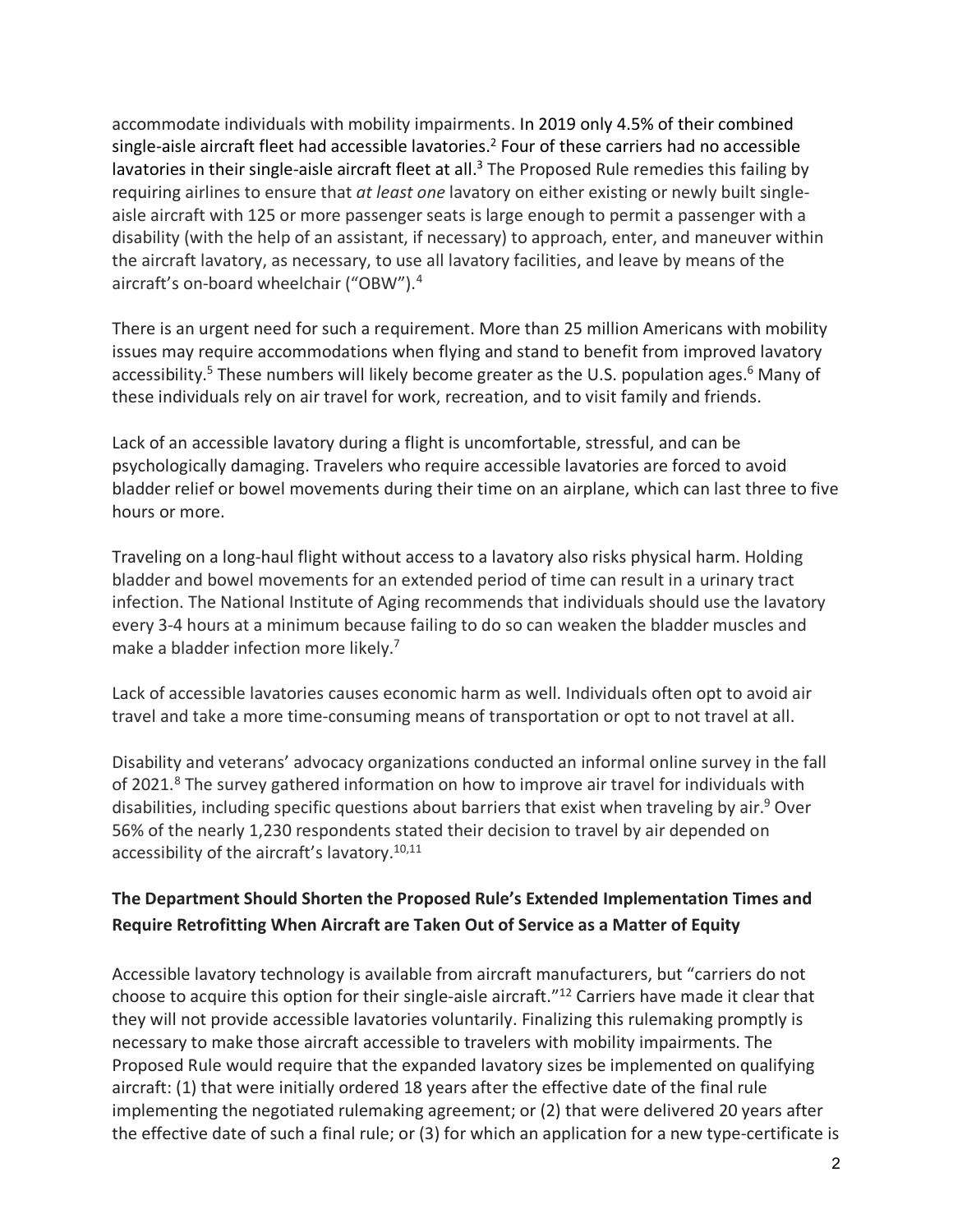accommodate individuals with mobility impairments. In 2019 only 4.5% of their combined single-aisle aircraft fleet had accessible lavatories.[2] Four of these carriers had no accessible lavatories in their single-aisle aircraft fleet at all.[3] The Proposed Rule remedies this failing by requiring airlines to ensure that *at least one* lavatory on either existing or newly built single-aisle aircraft with 125 or more passenger seats is large enough to permit a passenger with a disability (with the help of an assistant, if necessary) to approach, enter, and maneuver within the aircraft lavatory, as necessary, to use all lavatory facilities, and leave by means of the aircraft's on-board wheelchair ("OBW").[4]

There is an urgent need for such a requirement. More than 25 million Americans with mobility issues may require accommodations when flying and stand to benefit from improved lavatory accessibility.[5] These numbers will likely become greater as the U.S. population ages.[6] Many of these individuals rely on air travel for work, recreation, and to visit family and friends.

Lack of an accessible lavatory during a flight is uncomfortable, stressful, and can be psychologically damaging. Travelers who require accessible lavatories are forced to avoid bladder relief or bowel movements during their time on an airplane, which can last three to five hours or more.

Traveling on a long-haul flight without access to a lavatory also risks physical harm. Holding bladder and bowel movements for an extended period of time can result in a urinary tract infection. The National Institute of Aging recommends that individuals should use the lavatory every 3-4 hours at a minimum because failing to do so can weaken the bladder muscles and make a bladder infection more likely.[7]

Lack of accessible lavatories causes economic harm as well. Individuals often opt to avoid air travel and take a more time-consuming means of transportation or opt to not travel at all.

Disability and veterans' advocacy organizations conducted an informal online survey in the fall of 2021.[8] The survey gathered information on how to improve air travel for individuals with disabilities, including specific questions about barriers that exist when traveling by air.[9] Over 56% of the nearly 1,230 respondents stated their decision to travel by air depended on accessibility of the aircraft's lavatory.[10,11]

## The Department Should Shorten the Proposed Rule's Extended Implementation Times and Require Retrofitting When Aircraft are Taken Out of Service as a Matter of Equity

Accessible lavatory technology is available from aircraft manufacturers, but "carriers do not choose to acquire this option for their single-aisle aircraft."[12] Carriers have made it clear that they will not provide accessible lavatories voluntarily. Finalizing this rulemaking promptly is necessary to make those aircraft accessible to travelers with mobility impairments. The Proposed Rule would require that the expanded lavatory sizes be implemented on qualifying aircraft: (1) that were initially ordered 18 years after the effective date of the final rule implementing the negotiated rulemaking agreement; or (2) that were delivered 20 years after the effective date of such a final rule; or (3) for which an application for a new type-certificate is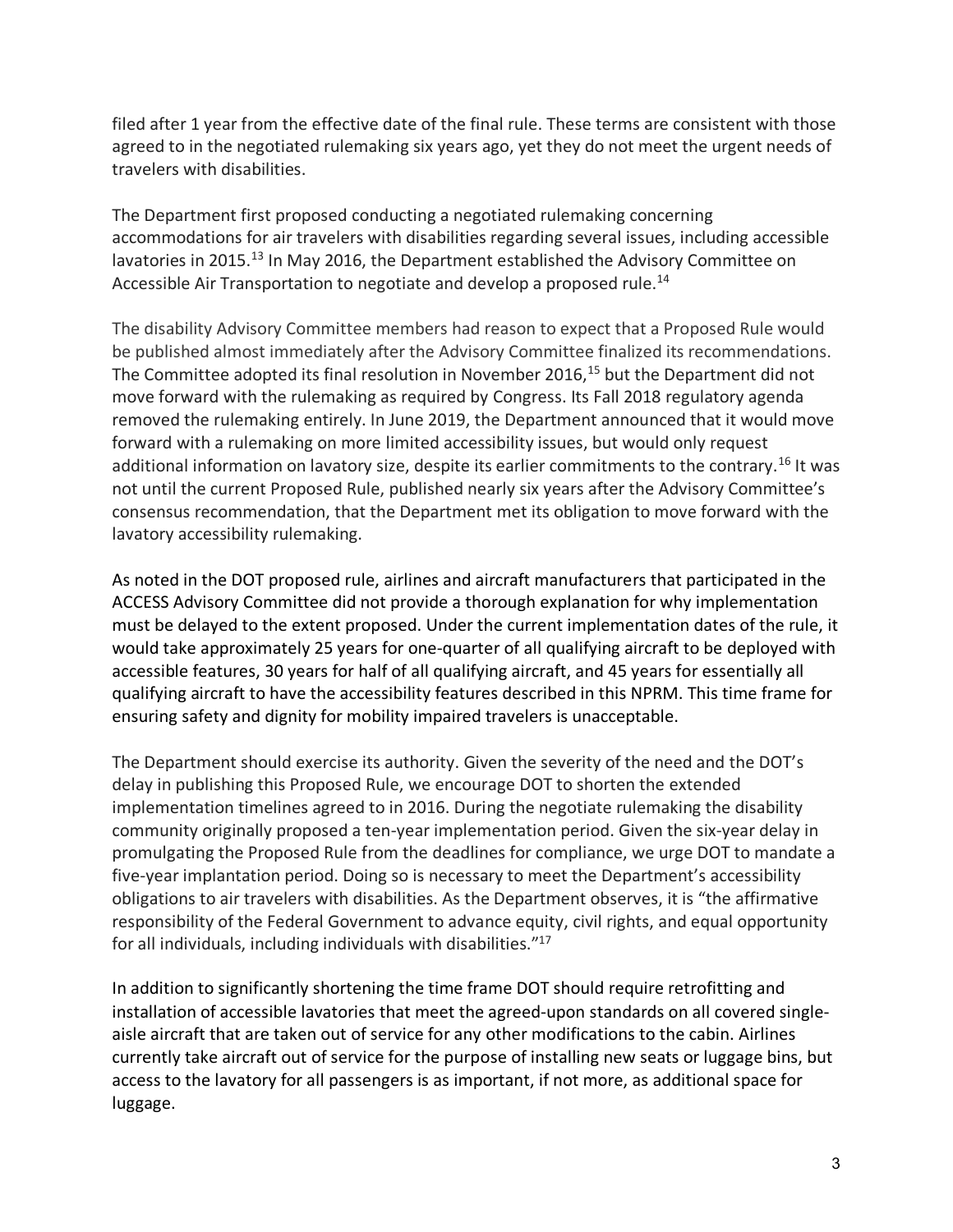filed after 1 year from the effective date of the final rule. These terms are consistent with those agreed to in the negotiated rulemaking six years ago, yet they do not meet the urgent needs of travelers with disabilities.

The Department first proposed conducting a negotiated rulemaking concerning accommodations for air travelers with disabilities regarding several issues, including accessible lavatories in 2015.[13] In May 2016, the Department established the Advisory Committee on Accessible Air Transportation to negotiate and develop a proposed rule.[14]

The disability Advisory Committee members had reason to expect that a Proposed Rule would be published almost immediately after the Advisory Committee finalized its recommendations. The Committee adopted its final resolution in November 2016,[15] but the Department did not move forward with the rulemaking as required by Congress. Its Fall 2018 regulatory agenda removed the rulemaking entirely. In June 2019, the Department announced that it would move forward with a rulemaking on more limited accessibility issues, but would only request additional information on lavatory size, despite its earlier commitments to the contrary.[16] It was not until the current Proposed Rule, published nearly six years after the Advisory Committee's consensus recommendation, that the Department met its obligation to move forward with the lavatory accessibility rulemaking.

As noted in the DOT proposed rule, airlines and aircraft manufacturers that participated in the ACCESS Advisory Committee did not provide a thorough explanation for why implementation must be delayed to the extent proposed. Under the current implementation dates of the rule, it would take approximately 25 years for one-quarter of all qualifying aircraft to be deployed with accessible features, 30 years for half of all qualifying aircraft, and 45 years for essentially all qualifying aircraft to have the accessibility features described in this NPRM. This time frame for ensuring safety and dignity for mobility impaired travelers is unacceptable.

The Department should exercise its authority. Given the severity of the need and the DOT's delay in publishing this Proposed Rule, we encourage DOT to shorten the extended implementation timelines agreed to in 2016. During the negotiate rulemaking the disability community originally proposed a ten-year implementation period. Given the six-year delay in promulgating the Proposed Rule from the deadlines for compliance, we urge DOT to mandate a five-year implantation period. Doing so is necessary to meet the Department's accessibility obligations to air travelers with disabilities. As the Department observes, it is "the affirmative responsibility of the Federal Government to advance equity, civil rights, and equal opportunity for all individuals, including individuals with disabilities."[17]

In addition to significantly shortening the time frame DOT should require retrofitting and installation of accessible lavatories that meet the agreed-upon standards on all covered single-aisle aircraft that are taken out of service for any other modifications to the cabin. Airlines currently take aircraft out of service for the purpose of installing new seats or luggage bins, but access to the lavatory for all passengers is as important, if not more, as additional space for luggage.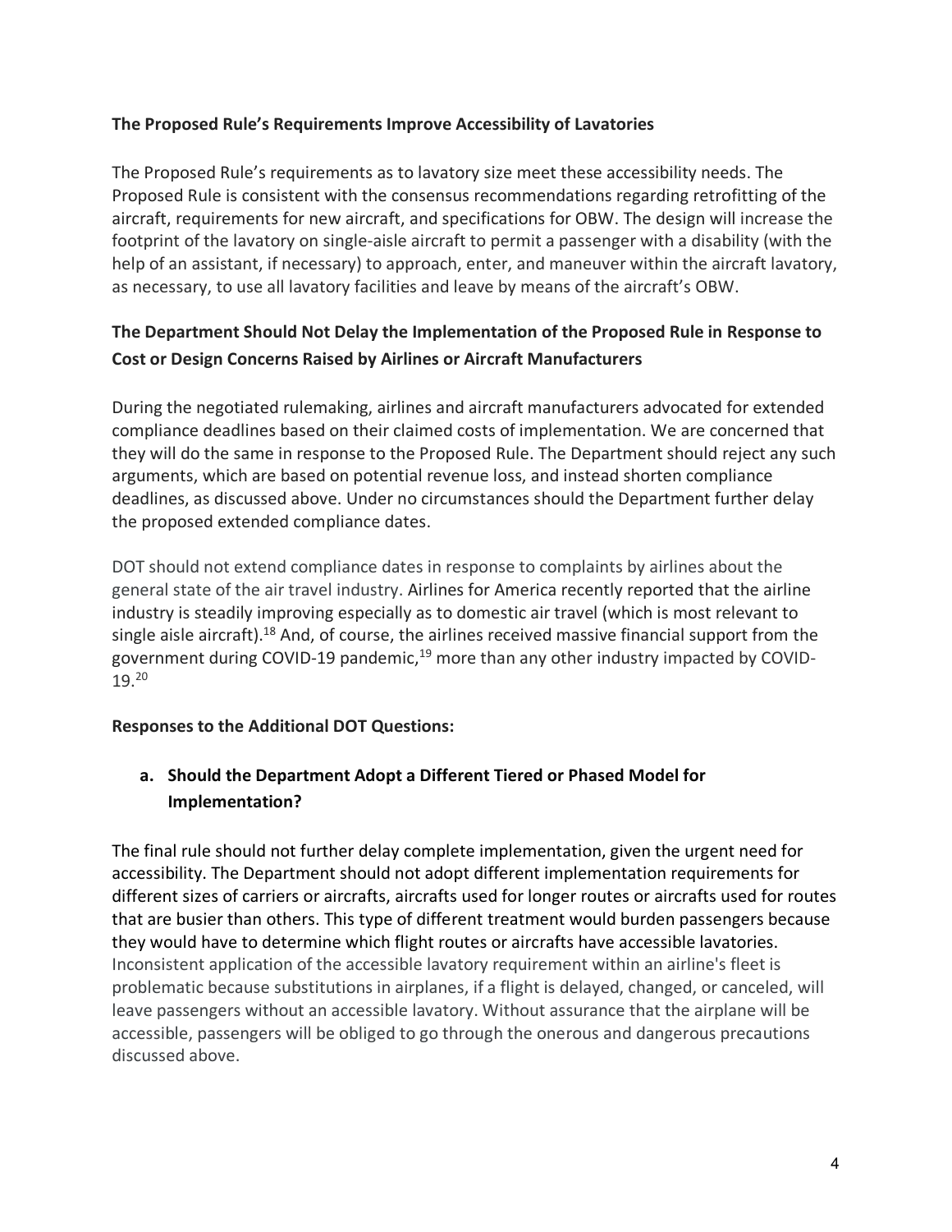**The Proposed Rule's Requirements Improve Accessibility of Lavatories**

The Proposed Rule's requirements as to lavatory size meet these accessibility needs. The Proposed Rule is consistent with the consensus recommendations regarding retrofitting of the aircraft, requirements for new aircraft, and specifications for OBW. The design will increase the footprint of the lavatory on single-aisle aircraft to permit a passenger with a disability (with the help of an assistant, if necessary) to approach, enter, and maneuver within the aircraft lavatory, as necessary, to use all lavatory facilities and leave by means of the aircraft's OBW.

**The Department Should Not Delay the Implementation of the Proposed Rule in Response to Cost or Design Concerns Raised by Airlines or Aircraft Manufacturers**

During the negotiated rulemaking, airlines and aircraft manufacturers advocated for extended compliance deadlines based on their claimed costs of implementation. We are concerned that they will do the same in response to the Proposed Rule. The Department should reject any such arguments, which are based on potential revenue loss, and instead shorten compliance deadlines, as discussed above. Under no circumstances should the Department further delay the proposed extended compliance dates.

DOT should not extend compliance dates in response to complaints by airlines about the general state of the air travel industry. Airlines for America recently reported that the airline industry is steadily improving especially as to domestic air travel (which is most relevant to single aisle aircraft).[18] And, of course, the airlines received massive financial support from the government during COVID-19 pandemic,[19] more than any other industry impacted by COVID-19.[20]

**Responses to the Additional DOT Questions:**

**a. Should the Department Adopt a Different Tiered or Phased Model for Implementation?**

The final rule should not further delay complete implementation, given the urgent need for accessibility. The Department should not adopt different implementation requirements for different sizes of carriers or aircrafts, aircrafts used for longer routes or aircrafts used for routes that are busier than others. This type of different treatment would burden passengers because they would have to determine which flight routes or aircrafts have accessible lavatories. Inconsistent application of the accessible lavatory requirement within an airline's fleet is problematic because substitutions in airplanes, if a flight is delayed, changed, or canceled, will leave passengers without an accessible lavatory. Without assurance that the airplane will be accessible, passengers will be obliged to go through the onerous and dangerous precautions discussed above.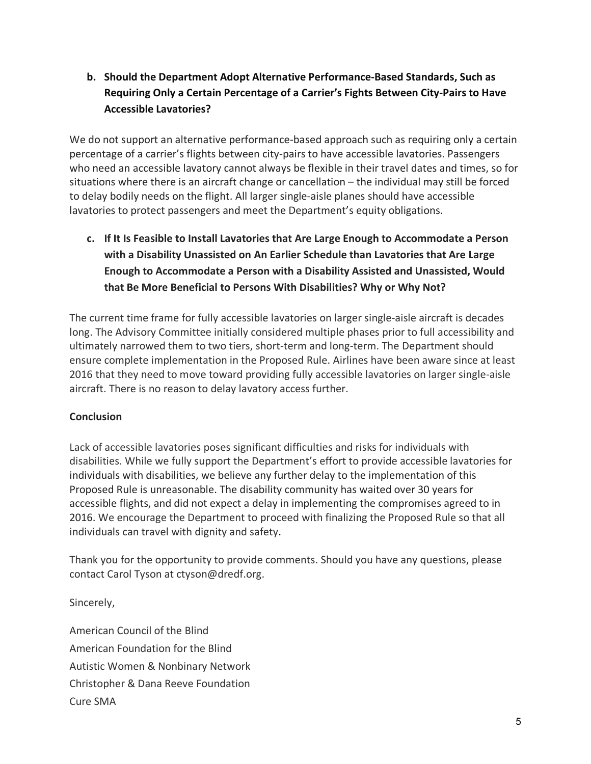**b. Should the Department Adopt Alternative Performance-Based Standards, Such as Requiring Only a Certain Percentage of a Carrier's Fights Between City-Pairs to Have Accessible Lavatories?**

We do not support an alternative performance-based approach such as requiring only a certain percentage of a carrier's flights between city-pairs to have accessible lavatories. Passengers who need an accessible lavatory cannot always be flexible in their travel dates and times, so for situations where there is an aircraft change or cancellation – the individual may still be forced to delay bodily needs on the flight. All larger single-aisle planes should have accessible lavatories to protect passengers and meet the Department's equity obligations.

**c. If It Is Feasible to Install Lavatories that Are Large Enough to Accommodate a Person with a Disability Unassisted on An Earlier Schedule than Lavatories that Are Large Enough to Accommodate a Person with a Disability Assisted and Unassisted, Would that Be More Beneficial to Persons With Disabilities? Why or Why Not?**

The current time frame for fully accessible lavatories on larger single-aisle aircraft is decades long. The Advisory Committee initially considered multiple phases prior to full accessibility and ultimately narrowed them to two tiers, short-term and long-term. The Department should ensure complete implementation in the Proposed Rule. Airlines have been aware since at least 2016 that they need to move toward providing fully accessible lavatories on larger single-aisle aircraft. There is no reason to delay lavatory access further.

**Conclusion**

Lack of accessible lavatories poses significant difficulties and risks for individuals with disabilities. While we fully support the Department's effort to provide accessible lavatories for individuals with disabilities, we believe any further delay to the implementation of this Proposed Rule is unreasonable. The disability community has waited over 30 years for accessible flights, and did not expect a delay in implementing the compromises agreed to in 2016. We encourage the Department to proceed with finalizing the Proposed Rule so that all individuals can travel with dignity and safety.

Thank you for the opportunity to provide comments. Should you have any questions, please contact Carol Tyson at ctyson@dredf.org.

Sincerely,

American Council of the Blind
American Foundation for the Blind
Autistic Women & Nonbinary Network
Christopher & Dana Reeve Foundation
Cure SMA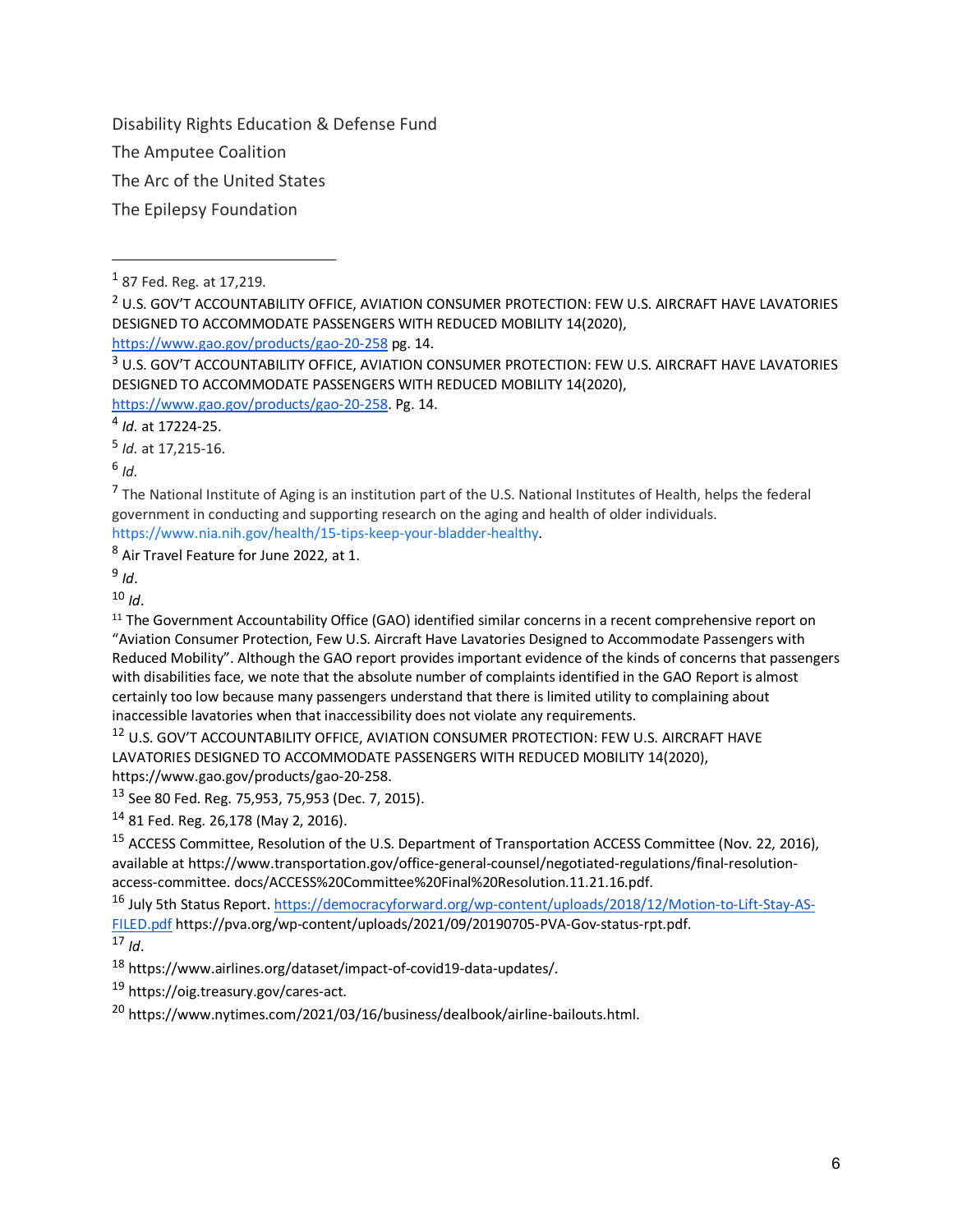Disability Rights Education & Defense Fund

The Amputee Coalition

The Arc of the United States

The Epilepsy Foundation

---

[1] 87 Fed. Reg. at 17,219.

[2] U.S. GOV'T ACCOUNTABILITY OFFICE, AVIATION CONSUMER PROTECTION: FEW U.S. AIRCRAFT HAVE LAVATORIES DESIGNED TO ACCOMMODATE PASSENGERS WITH REDUCED MOBILITY 14(2020), https://www.gao.gov/products/gao-20-258 pg. 14.

[3] U.S. GOV'T ACCOUNTABILITY OFFICE, AVIATION CONSUMER PROTECTION: FEW U.S. AIRCRAFT HAVE LAVATORIES DESIGNED TO ACCOMMODATE PASSENGERS WITH REDUCED MOBILITY 14(2020), https://www.gao.gov/products/gao-20-258. Pg. 14.

[4] *Id.* at 17224-25.

[5] *Id.* at 17,215-16.

[6] *Id.*

[7] The National Institute of Aging is an institution part of the U.S. National Institutes of Health, helps the federal government in conducting and supporting research on the aging and health of older individuals. https://www.nia.nih.gov/health/15-tips-keep-your-bladder-healthy.

[8] Air Travel Feature for June 2022, at 1.

[9] *Id.*

[10] *Id.*

[11] The Government Accountability Office (GAO) identified similar concerns in a recent comprehensive report on "Aviation Consumer Protection, Few U.S. Aircraft Have Lavatories Designed to Accommodate Passengers with Reduced Mobility". Although the GAO report provides important evidence of the kinds of concerns that passengers with disabilities face, we note that the absolute number of complaints identified in the GAO Report is almost certainly too low because many passengers understand that there is limited utility to complaining about inaccessible lavatories when that inaccessibility does not violate any requirements.

[12] U.S. GOV'T ACCOUNTABILITY OFFICE, AVIATION CONSUMER PROTECTION: FEW U.S. AIRCRAFT HAVE LAVATORIES DESIGNED TO ACCOMMODATE PASSENGERS WITH REDUCED MOBILITY 14(2020), https://www.gao.gov/products/gao-20-258.

[13] See 80 Fed. Reg. 75,953, 75,953 (Dec. 7, 2015).

[14] 81 Fed. Reg. 26,178 (May 2, 2016).

[15] ACCESS Committee, Resolution of the U.S. Department of Transportation ACCESS Committee (Nov. 22, 2016), available at https://www.transportation.gov/office-general-counsel/negotiated-regulations/final-resolution-access-committee. docs/ACCESS%20Committee%20Final%20Resolution.11.21.16.pdf.

[16] July 5th Status Report. https://democracyforward.org/wp-content/uploads/2018/12/Motion-to-Lift-Stay-AS-FILED.pdf https://pva.org/wp-content/uploads/2021/09/20190705-PVA-Gov-status-rpt.pdf.

[17] *Id.*

[18] https://www.airlines.org/dataset/impact-of-covid19-data-updates/.

[19] https://oig.treasury.gov/cares-act.

[20] https://www.nytimes.com/2021/03/16/business/dealbook/airline-bailouts.html.